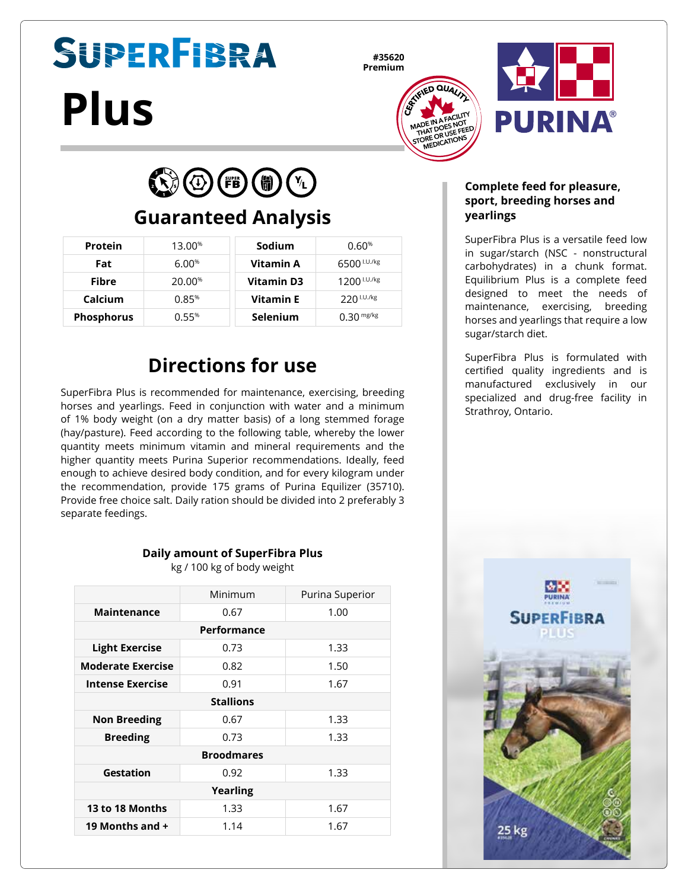# SuperFibra Plus

**#35620**
**Premium**

CERTIFIED QUALITY — MADE IN A FACILITY THAT DOES NOT STORE OR USE FEED MEDICATIONS

PURINA®

## Guaranteed Analysis

| Protein | 13.00% |
|---|---|
| Fat | 6.00% |
| Fibre | 20.00% |
| Calcium | 0.85% |
| Phosphorus | 0.55% |

| Sodium | 0.60% |
|---|---|
| Vitamin A | 6500 I.U./kg |
| Vitamin D3 | 1200 I.U./kg |
| Vitamin E | 220 I.U./kg |
| Selenium | 0.30 mg/kg |

## Directions for use

SuperFibra Plus is recommended for maintenance, exercising, breeding horses and yearlings. Feed in conjunction with water and a minimum of 1% body weight (on a dry matter basis) of a long stemmed forage (hay/pasture). Feed according to the following table, whereby the lower quantity meets minimum vitamin and mineral requirements and the higher quantity meets Purina Superior recommendations. Ideally, feed enough to achieve desired body condition, and for every kilogram under the recommendation, provide 175 grams of Purina Equilizer (35710). Provide free choice salt. Daily ration should be divided into 2 preferably 3 separate feedings.

**Daily amount of SuperFibra Plus**
kg / 100 kg of body weight

| | Minimum | Purina Superior |
|---|---|---|
| **Maintenance** | 0.67 | 1.00 |
| **Performance** | | |
| **Light Exercise** | 0.73 | 1.33 |
| **Moderate Exercise** | 0.82 | 1.50 |
| **Intense Exercise** | 0.91 | 1.67 |
| **Stallions** | | |
| **Non Breeding** | 0.67 | 1.33 |
| **Breeding** | 0.73 | 1.33 |
| **Broodmares** | | |
| **Gestation** | 0.92 | 1.33 |
| **Yearling** | | |
| **13 to 18 Months** | 1.33 | 1.67 |
| **19 Months and +** | 1.14 | 1.67 |

**Complete feed for pleasure, sport, breeding horses and yearlings**

SuperFibra Plus is a versatile feed low in sugar/starch (NSC - nonstructural carbohydrates) in a chunk format. Equilibrium Plus is a complete feed designed to meet the needs of maintenance, exercising, breeding horses and yearlings that require a low sugar/starch diet.

SuperFibra Plus is formulated with certified quality ingredients and is manufactured exclusively in our specialized and drug-free facility in Strathroy, Ontario.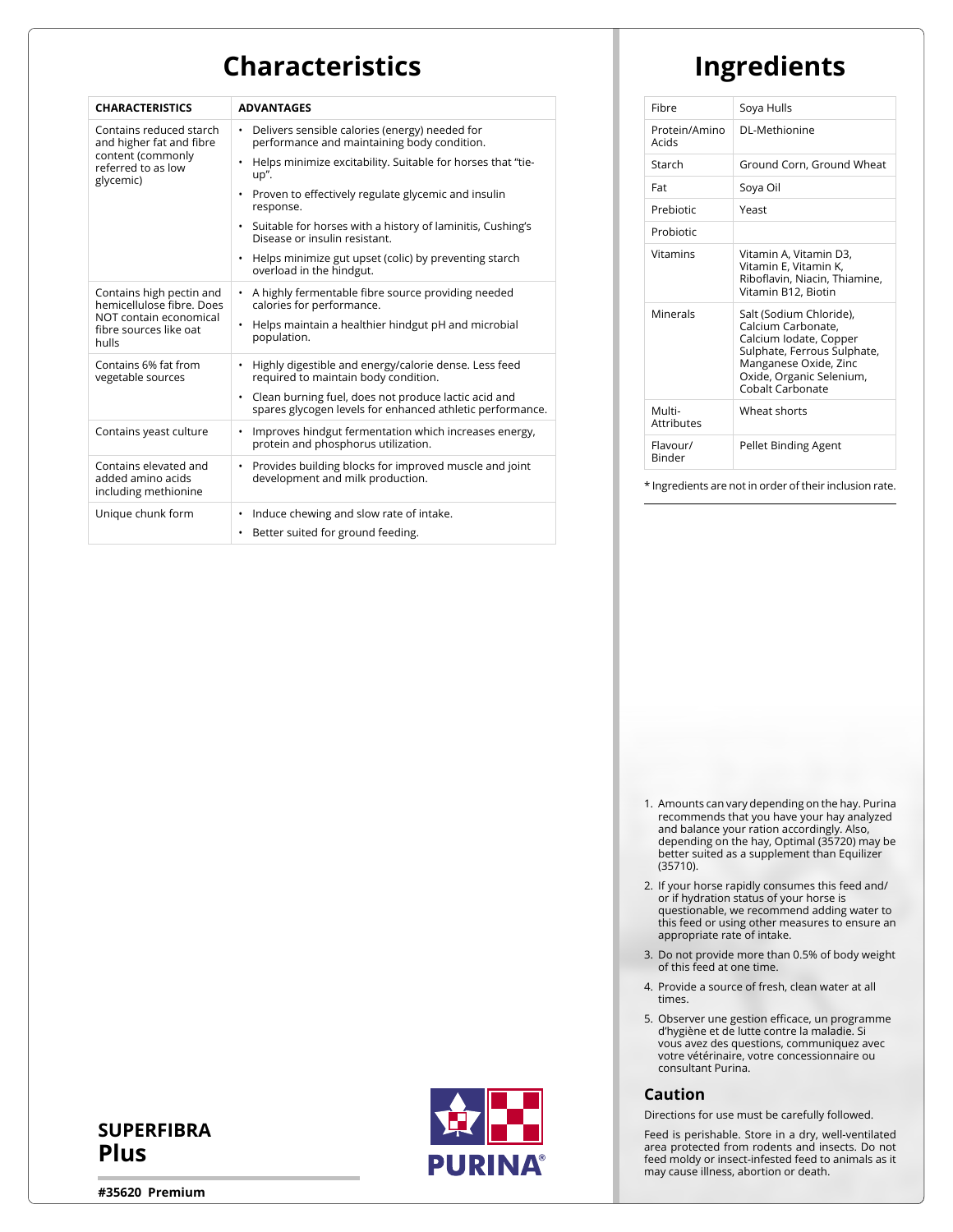# Characteristics

| CHARACTERISTICS | ADVANTAGES |
|---|---|
| Contains reduced starch and higher fat and fibre content (commonly referred to as low glycemic) | • Delivers sensible calories (energy) needed for performance and maintaining body condition.<br>• Helps minimize excitability. Suitable for horses that "tie-up".<br>• Proven to effectively regulate glycemic and insulin response.<br>• Suitable for horses with a history of laminitis, Cushing's Disease or insulin resistant.<br>• Helps minimize gut upset (colic) by preventing starch overload in the hindgut. |
| Contains high pectin and hemicellulose fibre. Does NOT contain economical fibre sources like oat hulls | • A highly fermentable fibre source providing needed calories for performance.<br>• Helps maintain a healthier hindgut pH and microbial population. |
| Contains 6% fat from vegetable sources | • Highly digestible and energy/calorie dense. Less feed required to maintain body condition.<br>• Clean burning fuel, does not produce lactic acid and spares glycogen levels for enhanced athletic performance. |
| Contains yeast culture | • Improves hindgut fermentation which increases energy, protein and phosphorus utilization. |
| Contains elevated and added amino acids including methionine | • Provides building blocks for improved muscle and joint development and milk production. |
| Unique chunk form | • Induce chewing and slow rate of intake.<br>• Better suited for ground feeding. |

# Ingredients

| | |
|---|---|
| Fibre | Soya Hulls |
| Protein/Amino Acids | DL-Methionine |
| Starch | Ground Corn, Ground Wheat |
| Fat | Soya Oil |
| Prebiotic | Yeast |
| Probiotic | |
| Vitamins | Vitamin A, Vitamin D3, Vitamin E, Vitamin K, Riboflavin, Niacin, Thiamine, Vitamin B12, Biotin |
| Minerals | Salt (Sodium Chloride), Calcium Carbonate, Calcium Iodate, Copper Sulphate, Ferrous Sulphate, Manganese Oxide, Zinc Oxide, Organic Selenium, Cobalt Carbonate |
| Multi-Attributes | Wheat shorts |
| Flavour/ Binder | Pellet Binding Agent |

* Ingredients are not in order of their inclusion rate.

1. Amounts can vary depending on the hay. Purina recommends that you have your hay analyzed and balance your ration accordingly. Also, depending on the hay, Optimal (35720) may be better suited as a supplement than Equilizer (35710).
2. If your horse rapidly consumes this feed and/or if hydration status of your horse is questionable, we recommend adding water to this feed or using other measures to ensure an appropriate rate of intake.
3. Do not provide more than 0.5% of body weight of this feed at one time.
4. Provide a source of fresh, clean water at all times.
5. Observer une gestion efficace, un programme d'hygiène et de lutte contre la maladie. Si vous avez des questions, communiquez avec votre vétérinaire, votre concessionnaire ou consultant Purina.

## Caution

Directions for use must be carefully followed.

Feed is perishable. Store in a dry, well-ventilated area protected from rodents and insects. Do not feed moldy or insect-infested feed to animals as it may cause illness, abortion or death.

**SUPERFIBRA Plus**

PURINA®

**#35620 Premium**